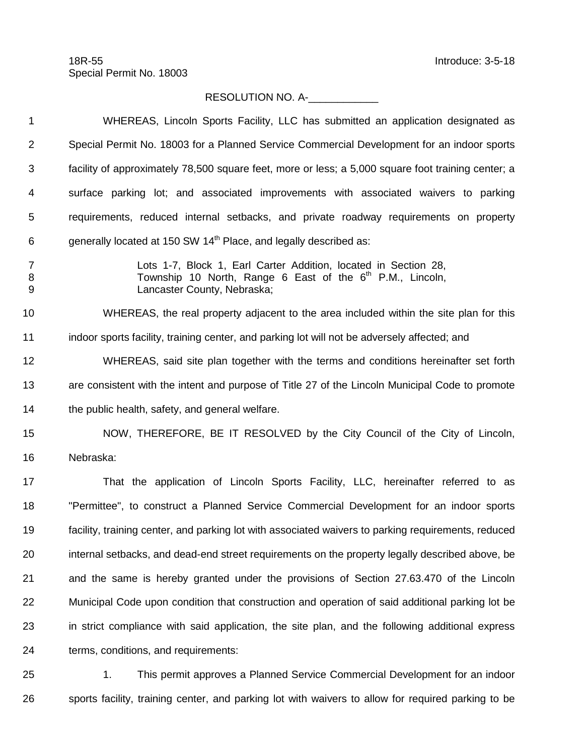18R-55 Introduce: 3-5-18
Special Permit No. 18003

RESOLUTION NO. A-____________

WHEREAS, Lincoln Sports Facility, LLC has submitted an application designated as Special Permit No. 18003 for a Planned Service Commercial Development for an indoor sports facility of approximately 78,500 square feet, more or less; a 5,000 square foot training center; a surface parking lot; and associated improvements with associated waivers to parking requirements, reduced internal setbacks, and private roadway requirements on property generally located at 150 SW 14th Place, and legally described as:

> Lots 1-7, Block 1, Earl Carter Addition, located in Section 28, Township 10 North, Range 6 East of the 6th P.M., Lincoln, Lancaster County, Nebraska;

WHEREAS, the real property adjacent to the area included within the site plan for this indoor sports facility, training center, and parking lot will not be adversely affected; and

WHEREAS, said site plan together with the terms and conditions hereinafter set forth are consistent with the intent and purpose of Title 27 of the Lincoln Municipal Code to promote the public health, safety, and general welfare.

NOW, THEREFORE, BE IT RESOLVED by the City Council of the City of Lincoln, Nebraska:

That the application of Lincoln Sports Facility, LLC, hereinafter referred to as "Permittee", to construct a Planned Service Commercial Development for an indoor sports facility, training center, and parking lot with associated waivers to parking requirements, reduced internal setbacks, and dead-end street requirements on the property legally described above, be and the same is hereby granted under the provisions of Section 27.63.470 of the Lincoln Municipal Code upon condition that construction and operation of said additional parking lot be in strict compliance with said application, the site plan, and the following additional express terms, conditions, and requirements:

1. This permit approves a Planned Service Commercial Development for an indoor sports facility, training center, and parking lot with waivers to allow for required parking to be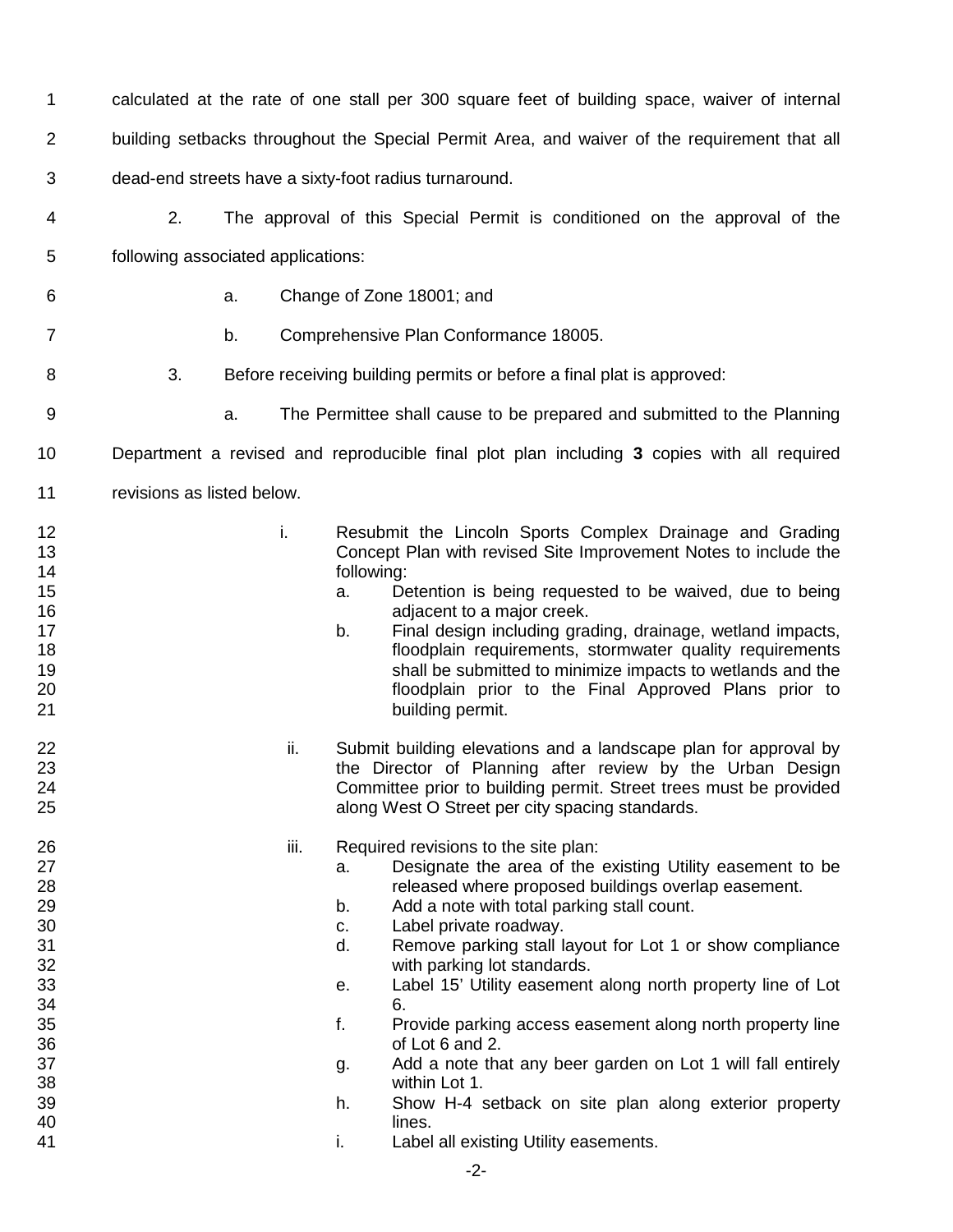calculated at the rate of one stall per 300 square feet of building space, waiver of internal building setbacks throughout the Special Permit Area, and waiver of the requirement that all dead-end streets have a sixty-foot radius turnaround.

2. The approval of this Special Permit is conditioned on the approval of the following associated applications:

   a. Change of Zone 18001; and

   b. Comprehensive Plan Conformance 18005.

3. Before receiving building permits or before a final plat is approved:

   a. The Permittee shall cause to be prepared and submitted to the Planning Department a revised and reproducible final plot plan including **3** copies with all required revisions as listed below.

      i. Resubmit the Lincoln Sports Complex Drainage and Grading Concept Plan with revised Site Improvement Notes to include the following:
         a. Detention is being requested to be waived, due to being adjacent to a major creek.
         b. Final design including grading, drainage, wetland impacts, floodplain requirements, stormwater quality requirements shall be submitted to minimize impacts to wetlands and the floodplain prior to the Final Approved Plans prior to building permit.

      ii. Submit building elevations and a landscape plan for approval by the Director of Planning after review by the Urban Design Committee prior to building permit. Street trees must be provided along West O Street per city spacing standards.

      iii. Required revisions to the site plan:
         a. Designate the area of the existing Utility easement to be released where proposed buildings overlap easement.
         b. Add a note with total parking stall count.
         c. Label private roadway.
         d. Remove parking stall layout for Lot 1 or show compliance with parking lot standards.
         e. Label 15' Utility easement along north property line of Lot 6.
         f. Provide parking access easement along north property line of Lot 6 and 2.
         g. Add a note that any beer garden on Lot 1 will fall entirely within Lot 1.
         h. Show H-4 setback on site plan along exterior property lines.
         i. Label all existing Utility easements.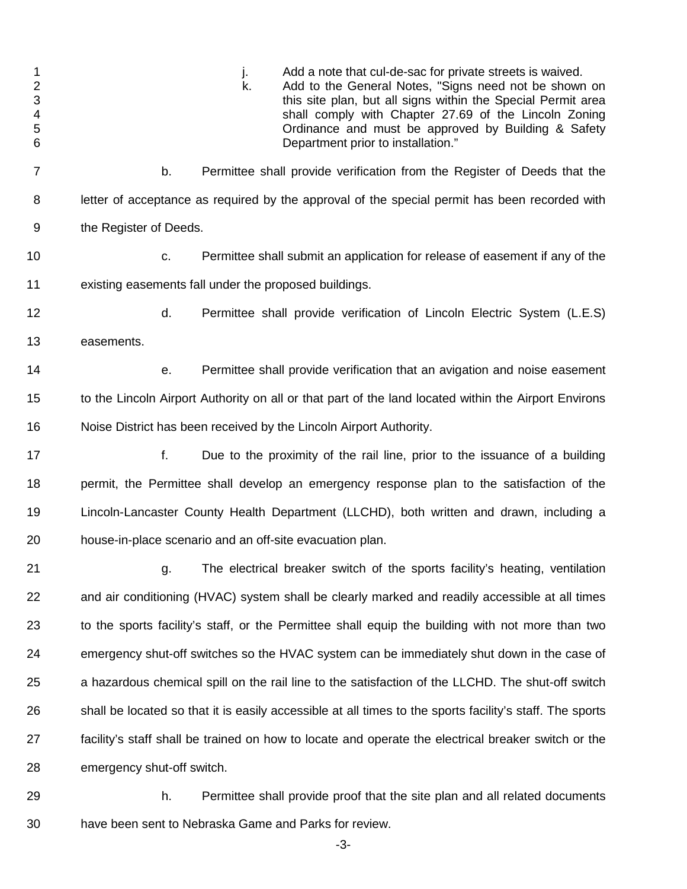j. Add a note that cul-de-sac for private streets is waived.

k. Add to the General Notes, "Signs need not be shown on this site plan, but all signs within the Special Permit area shall comply with Chapter 27.69 of the Lincoln Zoning Ordinance and must be approved by Building & Safety Department prior to installation."

b. Permittee shall provide verification from the Register of Deeds that the letter of acceptance as required by the approval of the special permit has been recorded with the Register of Deeds.

c. Permittee shall submit an application for release of easement if any of the existing easements fall under the proposed buildings.

d. Permittee shall provide verification of Lincoln Electric System (L.E.S) easements.

e. Permittee shall provide verification that an avigation and noise easement to the Lincoln Airport Authority on all or that part of the land located within the Airport Environs Noise District has been received by the Lincoln Airport Authority.

f. Due to the proximity of the rail line, prior to the issuance of a building permit, the Permittee shall develop an emergency response plan to the satisfaction of the Lincoln-Lancaster County Health Department (LLCHD), both written and drawn, including a house-in-place scenario and an off-site evacuation plan.

g. The electrical breaker switch of the sports facility's heating, ventilation and air conditioning (HVAC) system shall be clearly marked and readily accessible at all times to the sports facility's staff, or the Permittee shall equip the building with not more than two emergency shut-off switches so the HVAC system can be immediately shut down in the case of a hazardous chemical spill on the rail line to the satisfaction of the LLCHD. The shut-off switch shall be located so that it is easily accessible at all times to the sports facility's staff. The sports facility's staff shall be trained on how to locate and operate the electrical breaker switch or the emergency shut-off switch.

h. Permittee shall provide proof that the site plan and all related documents have been sent to Nebraska Game and Parks for review.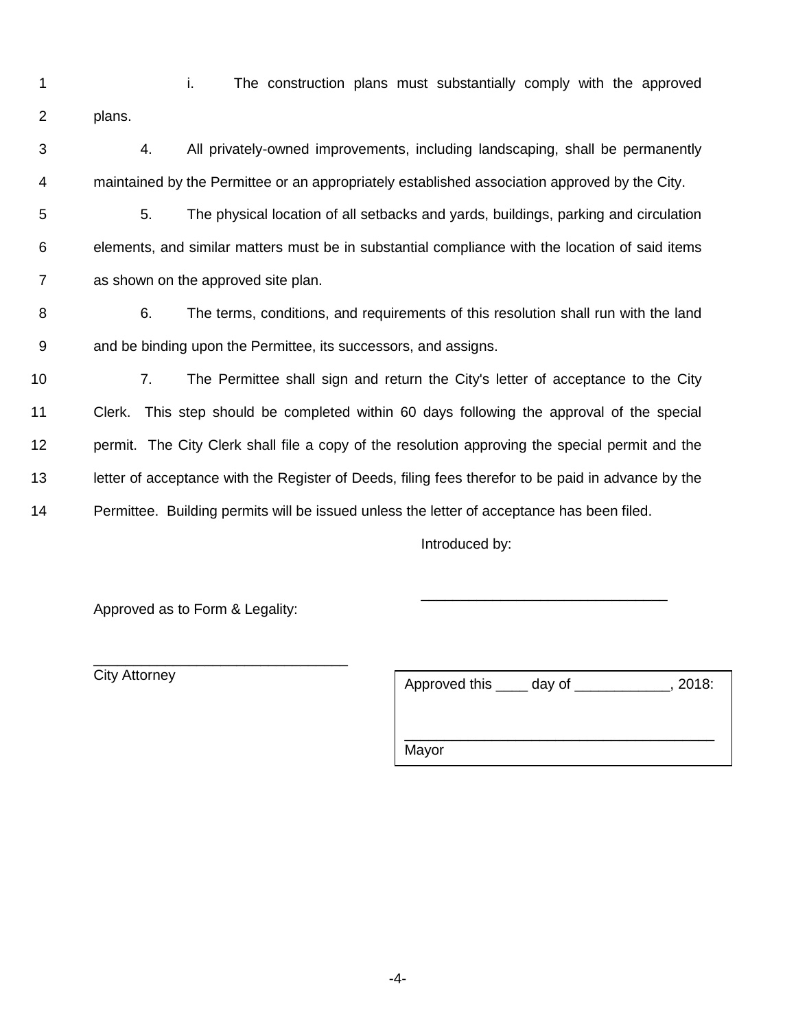i. The construction plans must substantially comply with the approved plans.

4. All privately-owned improvements, including landscaping, shall be permanently maintained by the Permittee or an appropriately established association approved by the City.

5. The physical location of all setbacks and yards, buildings, parking and circulation elements, and similar matters must be in substantial compliance with the location of said items as shown on the approved site plan.

6. The terms, conditions, and requirements of this resolution shall run with the land and be binding upon the Permittee, its successors, and assigns.

7. The Permittee shall sign and return the City's letter of acceptance to the City Clerk. This step should be completed within 60 days following the approval of the special permit. The City Clerk shall file a copy of the resolution approving the special permit and the letter of acceptance with the Register of Deeds, filing fees therefor to be paid in advance by the Permittee. Building permits will be issued unless the letter of acceptance has been filed.

Introduced by:

\_\_\_\_\_\_\_\_\_\_\_\_\_\_\_\_\_\_\_\_\_\_\_\_\_\_\_\_\_\_

Approved as to Form & Legality:

\_\_\_\_\_\_\_\_\_\_\_\_\_\_\_\_\_\_\_\_\_\_\_\_\_\_\_\_\_\_

City Attorney

Approved this \_\_\_\_ day of \_\_\_\_\_\_\_\_\_\_\_\_, 2018:

\_\_\_\_\_\_\_\_\_\_\_\_\_\_\_\_\_\_\_\_\_\_\_\_\_\_\_\_\_\_\_\_\_\_\_\_\_\_

Mayor